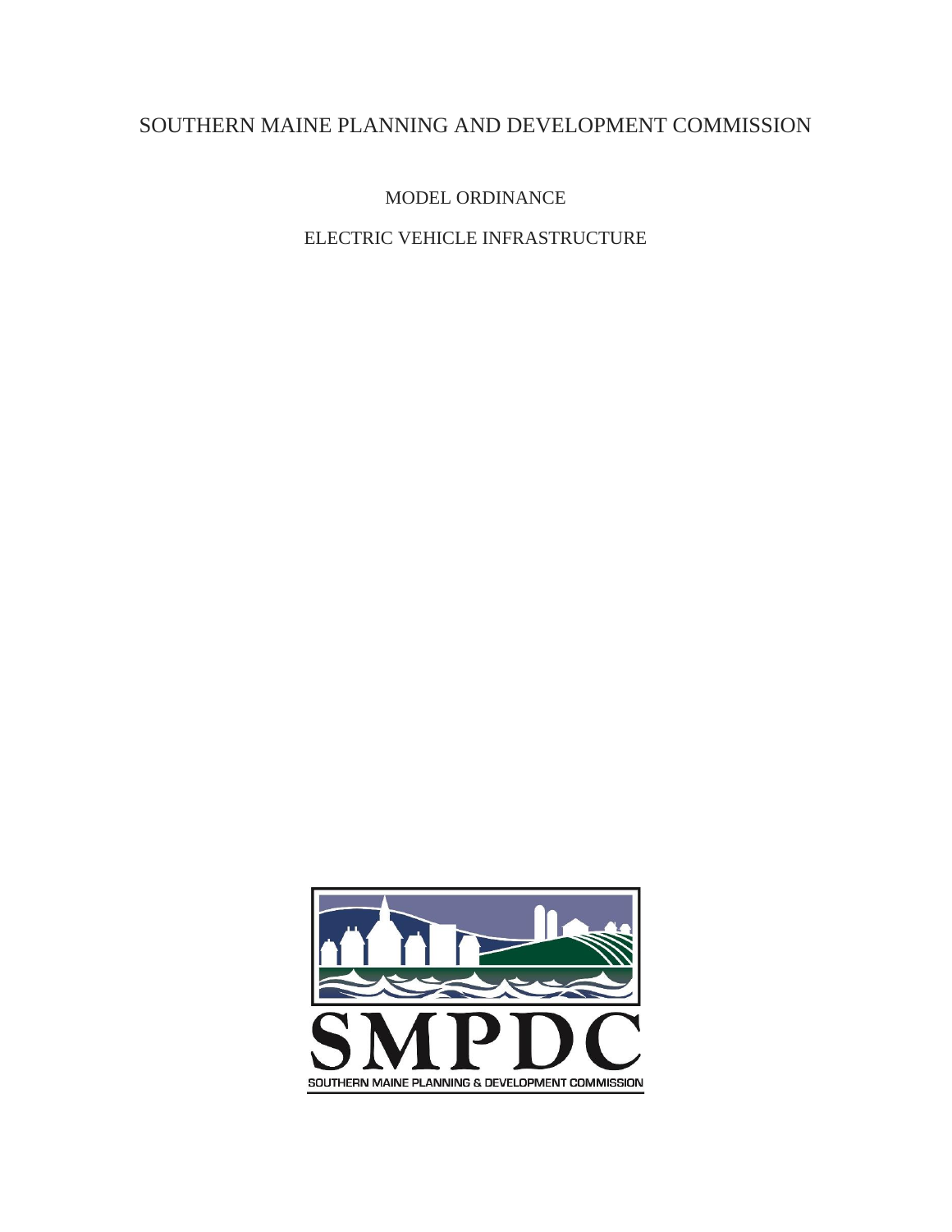# SOUTHERN MAINE PLANNING AND DEVELOPMENT COMMISSION

## MODEL ORDINANCE

## ELECTRIC VEHICLE INFRASTRUCTURE

SMPDC

SOUTHERN MAINE PLANNING & DEVELOPMENT COMMISSION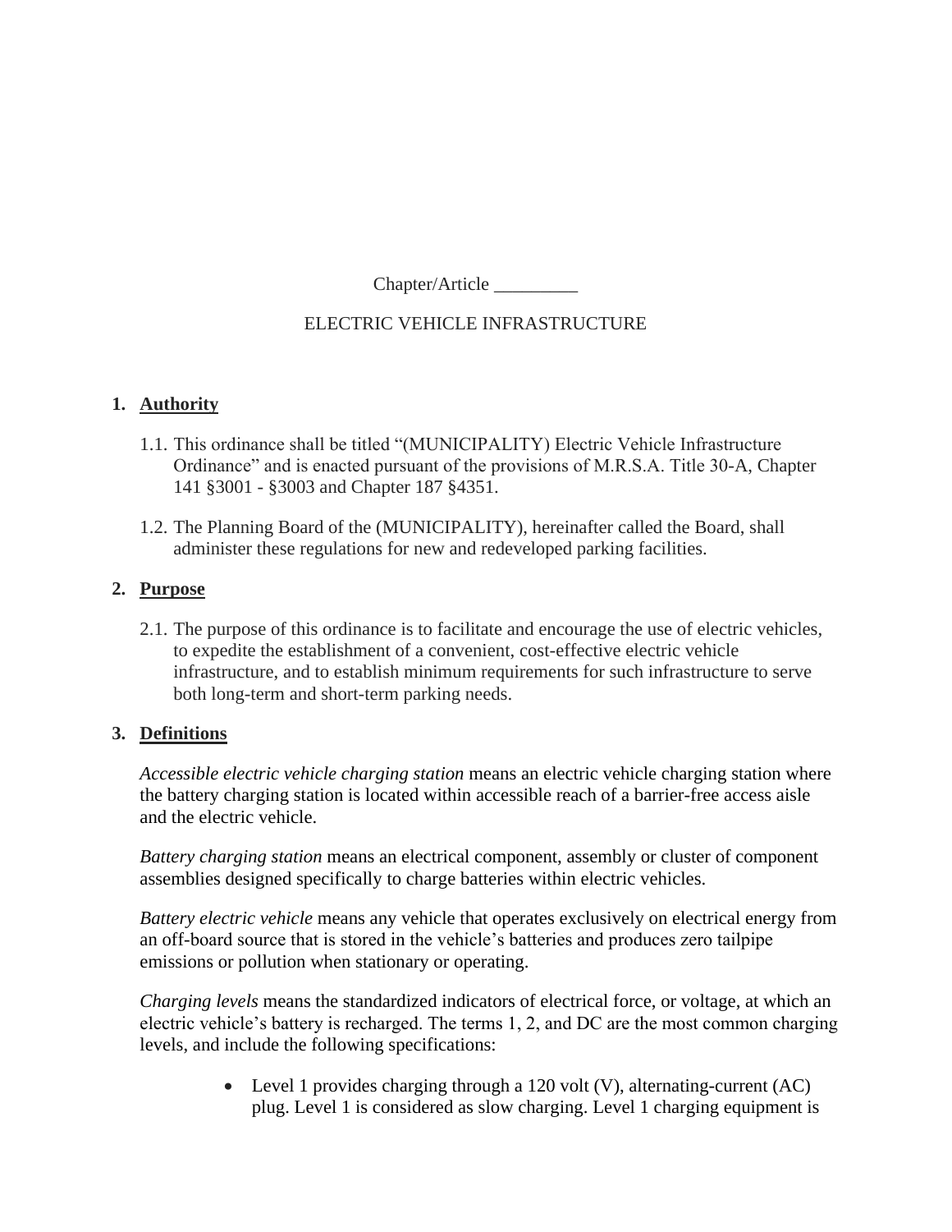Chapter/Article _________

ELECTRIC VEHICLE INFRASTRUCTURE

## 1. Authority

1.1. This ordinance shall be titled "(MUNICIPALITY) Electric Vehicle Infrastructure Ordinance" and is enacted pursuant of the provisions of M.R.S.A. Title 30-A, Chapter 141 §3001 - §3003 and Chapter 187 §4351.

1.2. The Planning Board of the (MUNICIPALITY), hereinafter called the Board, shall administer these regulations for new and redeveloped parking facilities.

## 2. Purpose

2.1. The purpose of this ordinance is to facilitate and encourage the use of electric vehicles, to expedite the establishment of a convenient, cost-effective electric vehicle infrastructure, and to establish minimum requirements for such infrastructure to serve both long-term and short-term parking needs.

## 3. Definitions

*Accessible electric vehicle charging station* means an electric vehicle charging station where the battery charging station is located within accessible reach of a barrier-free access aisle and the electric vehicle.

*Battery charging station* means an electrical component, assembly or cluster of component assemblies designed specifically to charge batteries within electric vehicles.

*Battery electric vehicle* means any vehicle that operates exclusively on electrical energy from an off-board source that is stored in the vehicle's batteries and produces zero tailpipe emissions or pollution when stationary or operating.

*Charging levels* means the standardized indicators of electrical force, or voltage, at which an electric vehicle's battery is recharged. The terms 1, 2, and DC are the most common charging levels, and include the following specifications:

- Level 1 provides charging through a 120 volt (V), alternating-current (AC) plug. Level 1 is considered as slow charging. Level 1 charging equipment is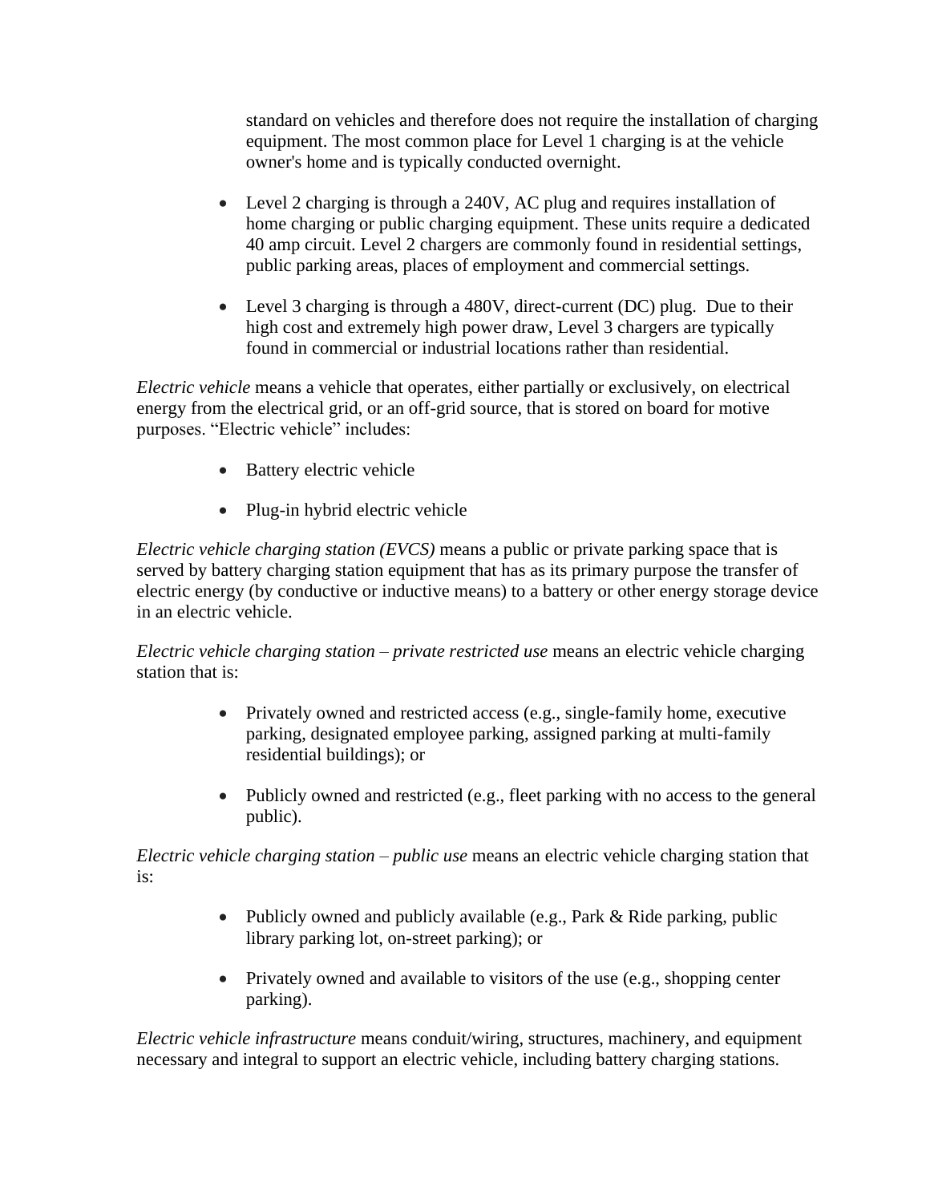standard on vehicles and therefore does not require the installation of charging equipment. The most common place for Level 1 charging is at the vehicle owner's home and is typically conducted overnight.

- Level 2 charging is through a 240V, AC plug and requires installation of home charging or public charging equipment. These units require a dedicated 40 amp circuit. Level 2 chargers are commonly found in residential settings, public parking areas, places of employment and commercial settings.

- Level 3 charging is through a 480V, direct-current (DC) plug. Due to their high cost and extremely high power draw, Level 3 chargers are typically found in commercial or industrial locations rather than residential.

*Electric vehicle* means a vehicle that operates, either partially or exclusively, on electrical energy from the electrical grid, or an off-grid source, that is stored on board for motive purposes. "Electric vehicle" includes:

- Battery electric vehicle

- Plug-in hybrid electric vehicle

*Electric vehicle charging station (EVCS)* means a public or private parking space that is served by battery charging station equipment that has as its primary purpose the transfer of electric energy (by conductive or inductive means) to a battery or other energy storage device in an electric vehicle.

*Electric vehicle charging station – private restricted use* means an electric vehicle charging station that is:

- Privately owned and restricted access (e.g., single-family home, executive parking, designated employee parking, assigned parking at multi-family residential buildings); or

- Publicly owned and restricted (e.g., fleet parking with no access to the general public).

*Electric vehicle charging station – public use* means an electric vehicle charging station that is:

- Publicly owned and publicly available (e.g., Park & Ride parking, public library parking lot, on-street parking); or

- Privately owned and available to visitors of the use (e.g., shopping center parking).

*Electric vehicle infrastructure* means conduit/wiring, structures, machinery, and equipment necessary and integral to support an electric vehicle, including battery charging stations.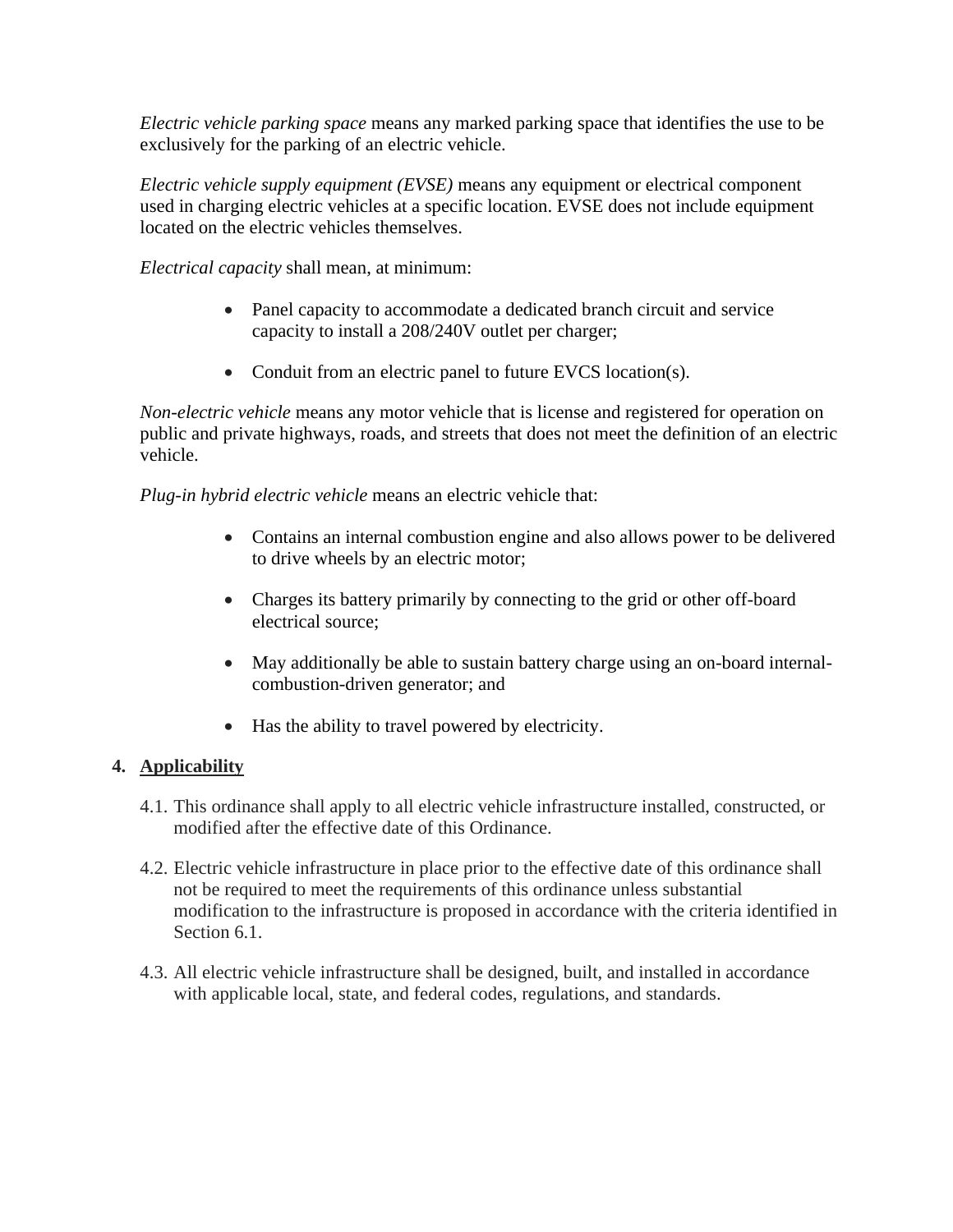*Electric vehicle parking space* means any marked parking space that identifies the use to be exclusively for the parking of an electric vehicle.

*Electric vehicle supply equipment (EVSE)* means any equipment or electrical component used in charging electric vehicles at a specific location. EVSE does not include equipment located on the electric vehicles themselves.

*Electrical capacity* shall mean, at minimum:

- Panel capacity to accommodate a dedicated branch circuit and service capacity to install a 208/240V outlet per charger;
- Conduit from an electric panel to future EVCS location(s).

*Non-electric vehicle* means any motor vehicle that is license and registered for operation on public and private highways, roads, and streets that does not meet the definition of an electric vehicle.

*Plug-in hybrid electric vehicle* means an electric vehicle that:

- Contains an internal combustion engine and also allows power to be delivered to drive wheels by an electric motor;
- Charges its battery primarily by connecting to the grid or other off-board electrical source;
- May additionally be able to sustain battery charge using an on-board internal-combustion-driven generator; and
- Has the ability to travel powered by electricity.

## 4. Applicability

4.1. This ordinance shall apply to all electric vehicle infrastructure installed, constructed, or modified after the effective date of this Ordinance.

4.2. Electric vehicle infrastructure in place prior to the effective date of this ordinance shall not be required to meet the requirements of this ordinance unless substantial modification to the infrastructure is proposed in accordance with the criteria identified in Section 6.1.

4.3. All electric vehicle infrastructure shall be designed, built, and installed in accordance with applicable local, state, and federal codes, regulations, and standards.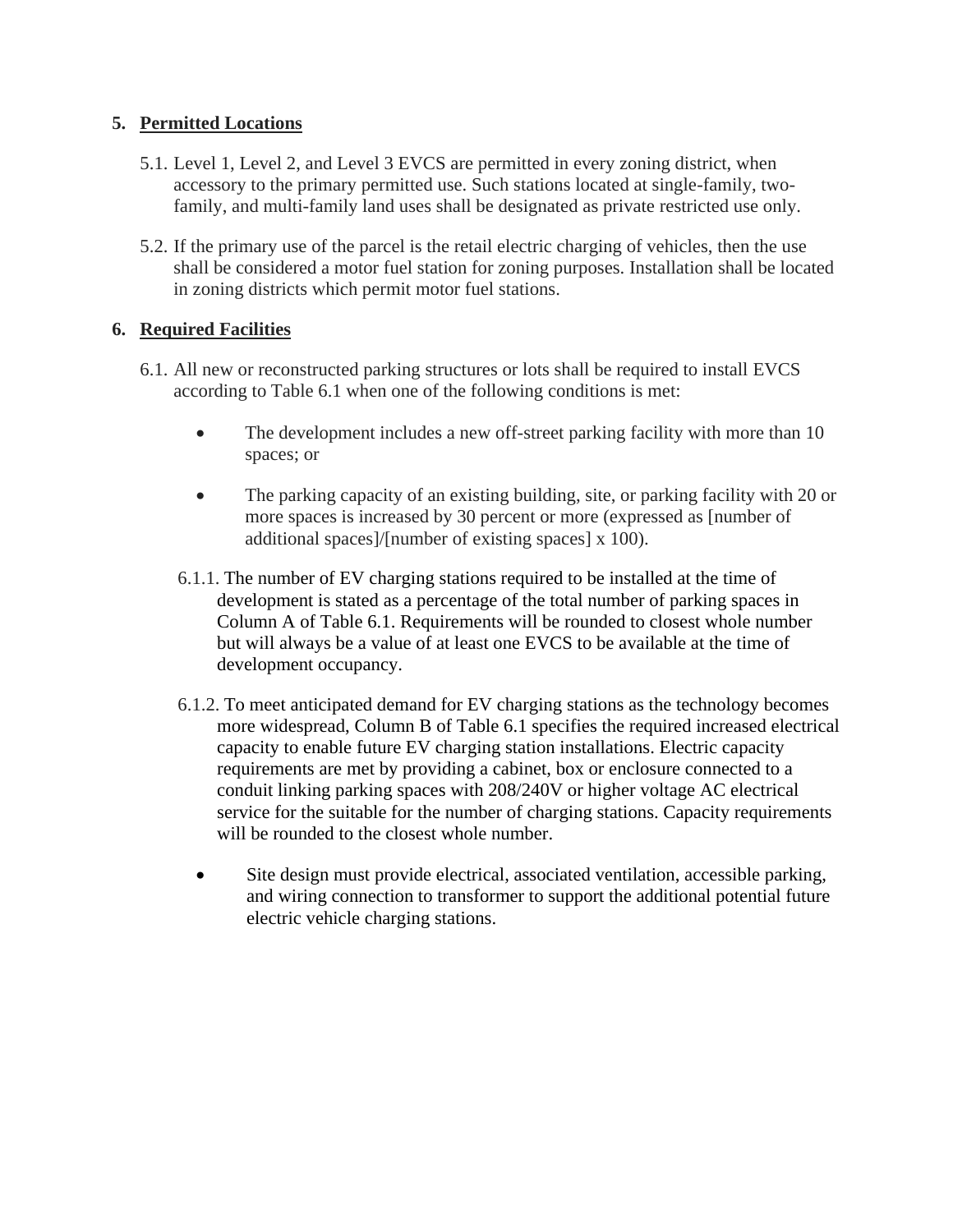5. **Permitted Locations**

   5.1. Level 1, Level 2, and Level 3 EVCS are permitted in every zoning district, when accessory to the primary permitted use. Such stations located at single-family, two-family, and multi-family land uses shall be designated as private restricted use only.

   5.2. If the primary use of the parcel is the retail electric charging of vehicles, then the use shall be considered a motor fuel station for zoning purposes. Installation shall be located in zoning districts which permit motor fuel stations.

6. **Required Facilities**

   6.1. All new or reconstructed parking structures or lots shall be required to install EVCS according to Table 6.1 when one of the following conditions is met:

   - The development includes a new off-street parking facility with more than 10 spaces; or

   - The parking capacity of an existing building, site, or parking facility with 20 or more spaces is increased by 30 percent or more (expressed as [number of additional spaces]/[number of existing spaces] x 100).

   6.1.1. The number of EV charging stations required to be installed at the time of development is stated as a percentage of the total number of parking spaces in Column A of Table 6.1. Requirements will be rounded to closest whole number but will always be a value of at least one EVCS to be available at the time of development occupancy.

   6.1.2. To meet anticipated demand for EV charging stations as the technology becomes more widespread, Column B of Table 6.1 specifies the required increased electrical capacity to enable future EV charging station installations. Electric capacity requirements are met by providing a cabinet, box or enclosure connected to a conduit linking parking spaces with 208/240V or higher voltage AC electrical service for the suitable for the number of charging stations. Capacity requirements will be rounded to the closest whole number.

   - Site design must provide electrical, associated ventilation, accessible parking, and wiring connection to transformer to support the additional potential future electric vehicle charging stations.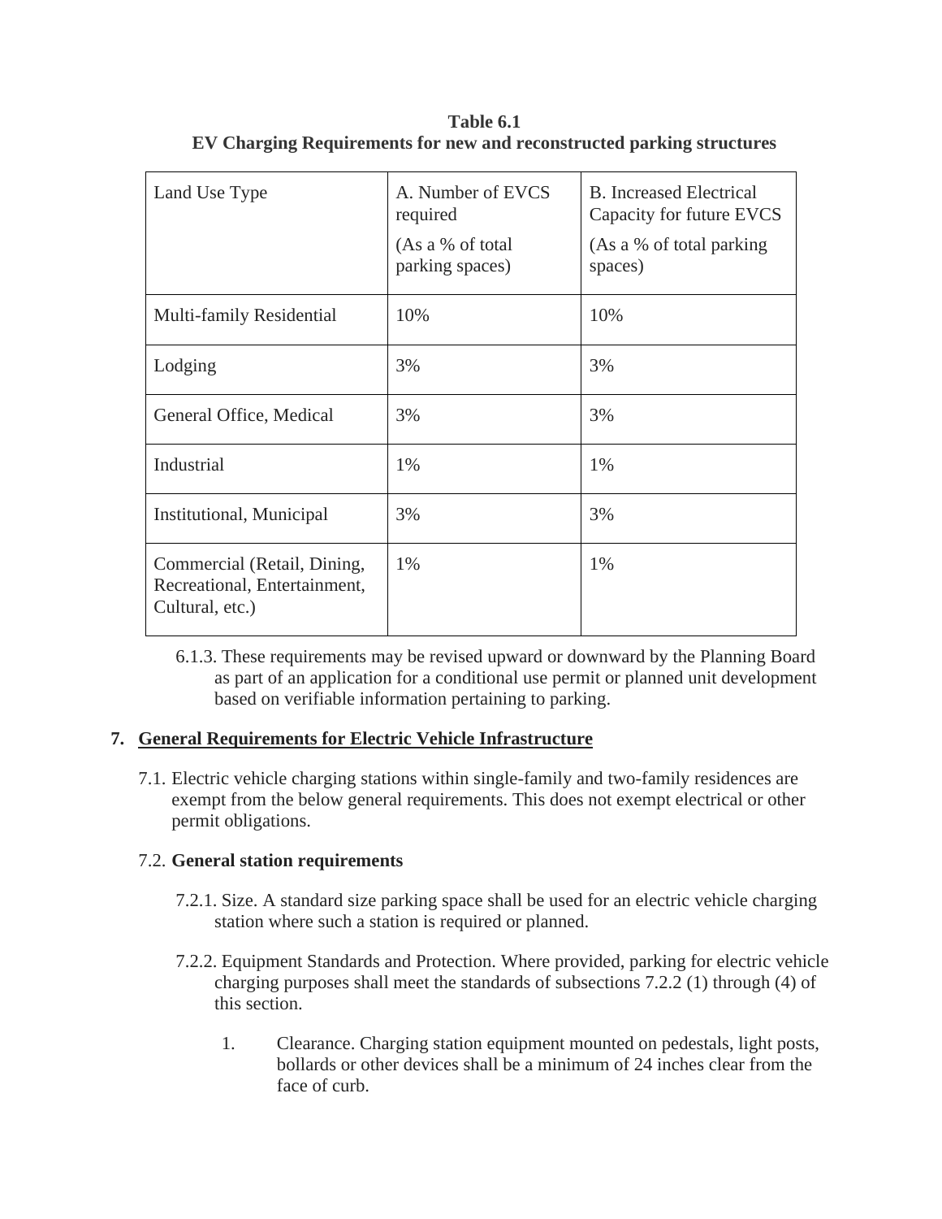**Table 6.1**
**EV Charging Requirements for new and reconstructed parking structures**

| Land Use Type | A. Number of EVCS required (As a % of total parking spaces) | B. Increased Electrical Capacity for future EVCS (As a % of total parking spaces) |
|---|---|---|
| Multi-family Residential | 10% | 10% |
| Lodging | 3% | 3% |
| General Office, Medical | 3% | 3% |
| Industrial | 1% | 1% |
| Institutional, Municipal | 3% | 3% |
| Commercial (Retail, Dining, Recreational, Entertainment, Cultural, etc.) | 1% | 1% |

6.1.3. These requirements may be revised upward or downward by the Planning Board as part of an application for a conditional use permit or planned unit development based on verifiable information pertaining to parking.

## 7. General Requirements for Electric Vehicle Infrastructure

7.1. Electric vehicle charging stations within single-family and two-family residences are exempt from the below general requirements. This does not exempt electrical or other permit obligations.

7.2. **General station requirements**

7.2.1. Size. A standard size parking space shall be used for an electric vehicle charging station where such a station is required or planned.

7.2.2. Equipment Standards and Protection. Where provided, parking for electric vehicle charging purposes shall meet the standards of subsections 7.2.2 (1) through (4) of this section.

1. Clearance. Charging station equipment mounted on pedestals, light posts, bollards or other devices shall be a minimum of 24 inches clear from the face of curb.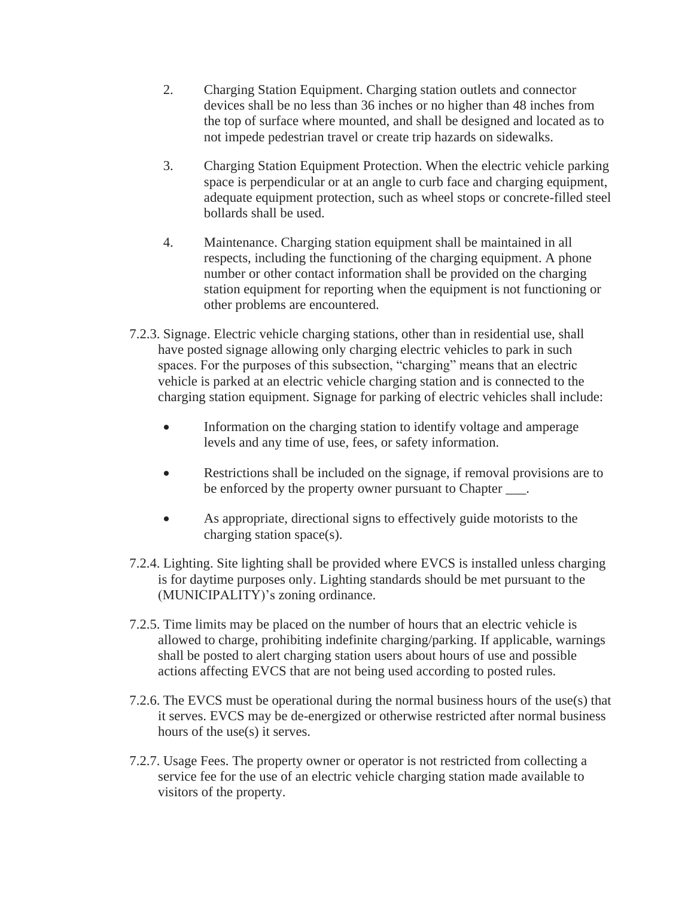2. Charging Station Equipment. Charging station outlets and connector devices shall be no less than 36 inches or no higher than 48 inches from the top of surface where mounted, and shall be designed and located as to not impede pedestrian travel or create trip hazards on sidewalks.

3. Charging Station Equipment Protection. When the electric vehicle parking space is perpendicular or at an angle to curb face and charging equipment, adequate equipment protection, such as wheel stops or concrete-filled steel bollards shall be used.

4. Maintenance. Charging station equipment shall be maintained in all respects, including the functioning of the charging equipment. A phone number or other contact information shall be provided on the charging station equipment for reporting when the equipment is not functioning or other problems are encountered.

7.2.3. Signage. Electric vehicle charging stations, other than in residential use, shall have posted signage allowing only charging electric vehicles to park in such spaces. For the purposes of this subsection, "charging" means that an electric vehicle is parked at an electric vehicle charging station and is connected to the charging station equipment. Signage for parking of electric vehicles shall include:

- Information on the charging station to identify voltage and amperage levels and any time of use, fees, or safety information.
- Restrictions shall be included on the signage, if removal provisions are to be enforced by the property owner pursuant to Chapter ___.
- As appropriate, directional signs to effectively guide motorists to the charging station space(s).

7.2.4. Lighting. Site lighting shall be provided where EVCS is installed unless charging is for daytime purposes only. Lighting standards should be met pursuant to the (MUNICIPALITY)'s zoning ordinance.

7.2.5. Time limits may be placed on the number of hours that an electric vehicle is allowed to charge, prohibiting indefinite charging/parking. If applicable, warnings shall be posted to alert charging station users about hours of use and possible actions affecting EVCS that are not being used according to posted rules.

7.2.6. The EVCS must be operational during the normal business hours of the use(s) that it serves. EVCS may be de-energized or otherwise restricted after normal business hours of the use(s) it serves.

7.2.7. Usage Fees. The property owner or operator is not restricted from collecting a service fee for the use of an electric vehicle charging station made available to visitors of the property.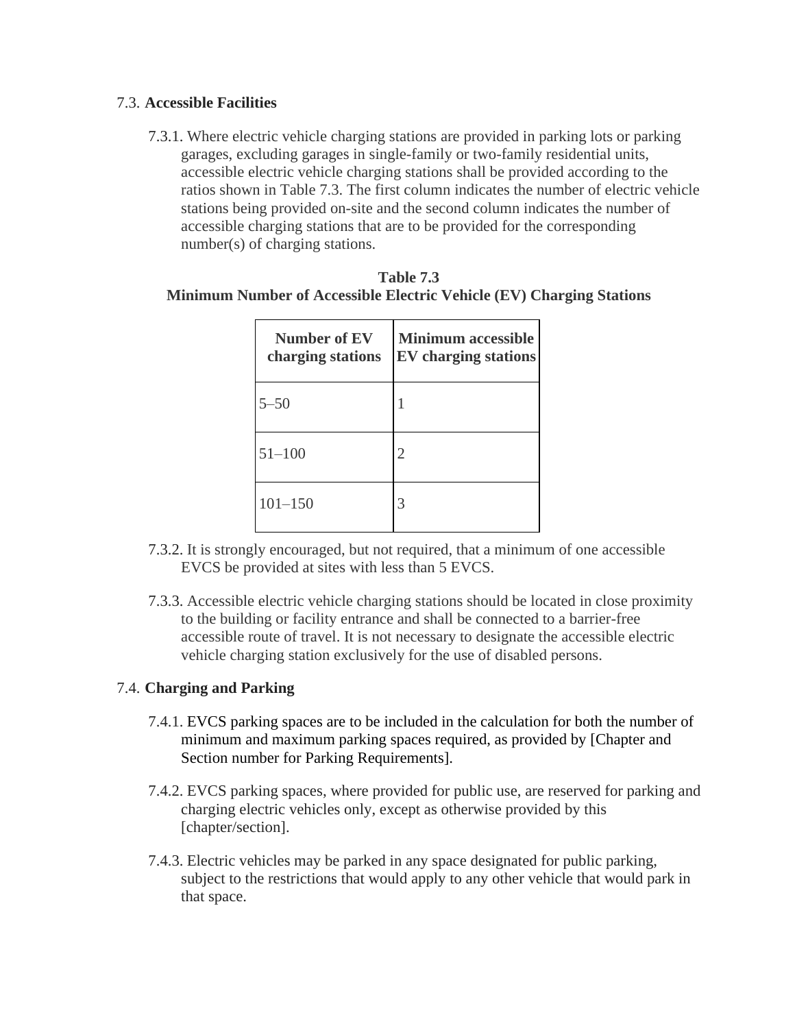7.3. **Accessible Facilities**

7.3.1. Where electric vehicle charging stations are provided in parking lots or parking garages, excluding garages in single-family or two-family residential units, accessible electric vehicle charging stations shall be provided according to the ratios shown in Table 7.3. The first column indicates the number of electric vehicle stations being provided on-site and the second column indicates the number of accessible charging stations that are to be provided for the corresponding number(s) of charging stations.

**Table 7.3**
**Minimum Number of Accessible Electric Vehicle (EV) Charging Stations**

| Number of EV charging stations | Minimum accessible EV charging stations |
|---|---|
| 5–50 | 1 |
| 51–100 | 2 |
| 101–150 | 3 |

7.3.2. It is strongly encouraged, but not required, that a minimum of one accessible EVCS be provided at sites with less than 5 EVCS.

7.3.3. Accessible electric vehicle charging stations should be located in close proximity to the building or facility entrance and shall be connected to a barrier-free accessible route of travel. It is not necessary to designate the accessible electric vehicle charging station exclusively for the use of disabled persons.

7.4. **Charging and Parking**

7.4.1. EVCS parking spaces are to be included in the calculation for both the number of minimum and maximum parking spaces required, as provided by [Chapter and Section number for Parking Requirements].

7.4.2. EVCS parking spaces, where provided for public use, are reserved for parking and charging electric vehicles only, except as otherwise provided by this [chapter/section].

7.4.3. Electric vehicles may be parked in any space designated for public parking, subject to the restrictions that would apply to any other vehicle that would park in that space.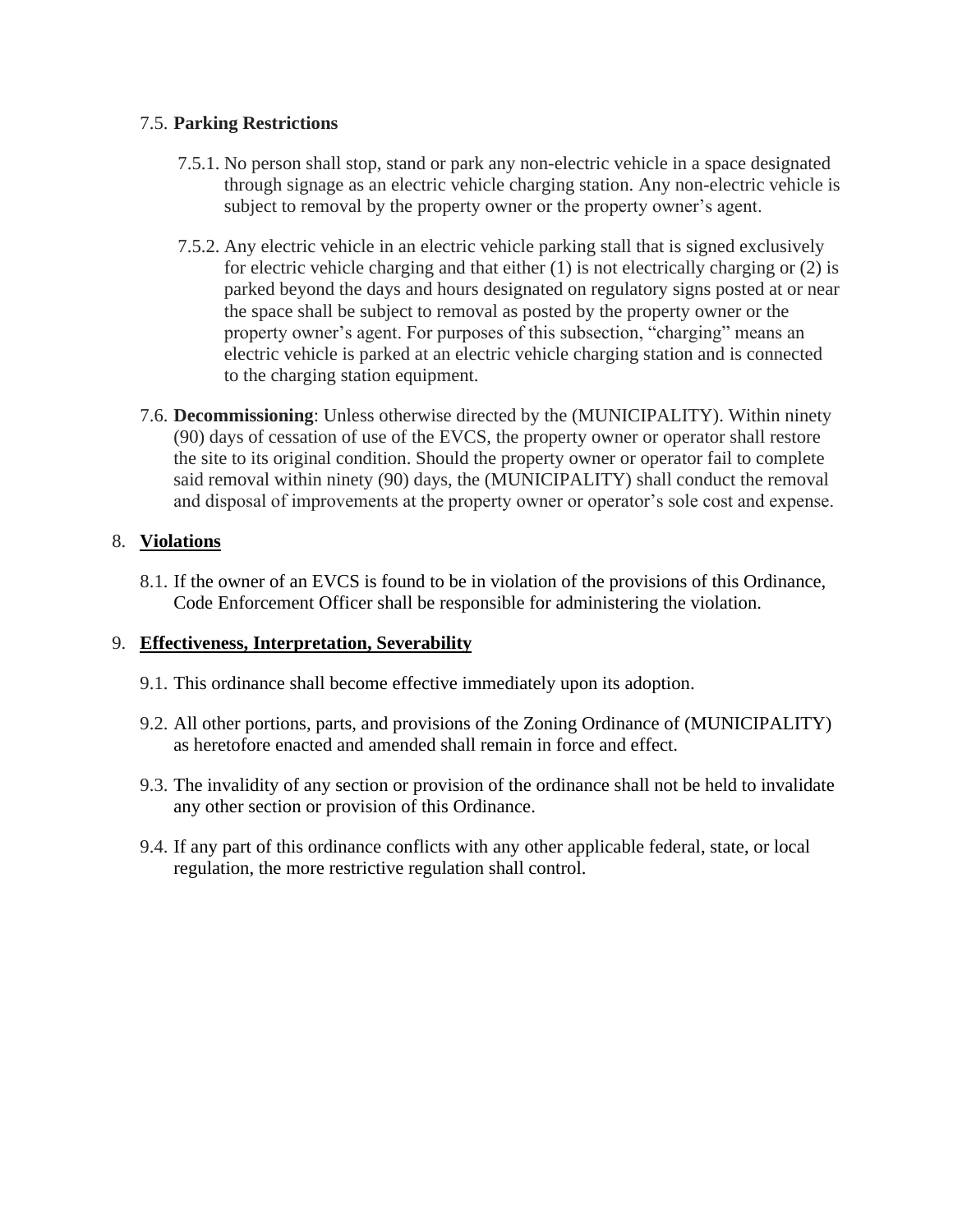7.5. **Parking Restrictions**

7.5.1. No person shall stop, stand or park any non-electric vehicle in a space designated through signage as an electric vehicle charging station. Any non-electric vehicle is subject to removal by the property owner or the property owner's agent.

7.5.2. Any electric vehicle in an electric vehicle parking stall that is signed exclusively for electric vehicle charging and that either (1) is not electrically charging or (2) is parked beyond the days and hours designated on regulatory signs posted at or near the space shall be subject to removal as posted by the property owner or the property owner's agent. For purposes of this subsection, "charging" means an electric vehicle is parked at an electric vehicle charging station and is connected to the charging station equipment.

7.6. **Decommissioning**: Unless otherwise directed by the (MUNICIPALITY). Within ninety (90) days of cessation of use of the EVCS, the property owner or operator shall restore the site to its original condition. Should the property owner or operator fail to complete said removal within ninety (90) days, the (MUNICIPALITY) shall conduct the removal and disposal of improvements at the property owner or operator's sole cost and expense.

## 8. Violations

8.1. If the owner of an EVCS is found to be in violation of the provisions of this Ordinance, Code Enforcement Officer shall be responsible for administering the violation.

## 9. Effectiveness, Interpretation, Severability

9.1. This ordinance shall become effective immediately upon its adoption.

9.2. All other portions, parts, and provisions of the Zoning Ordinance of (MUNICIPALITY) as heretofore enacted and amended shall remain in force and effect.

9.3. The invalidity of any section or provision of the ordinance shall not be held to invalidate any other section or provision of this Ordinance.

9.4. If any part of this ordinance conflicts with any other applicable federal, state, or local regulation, the more restrictive regulation shall control.